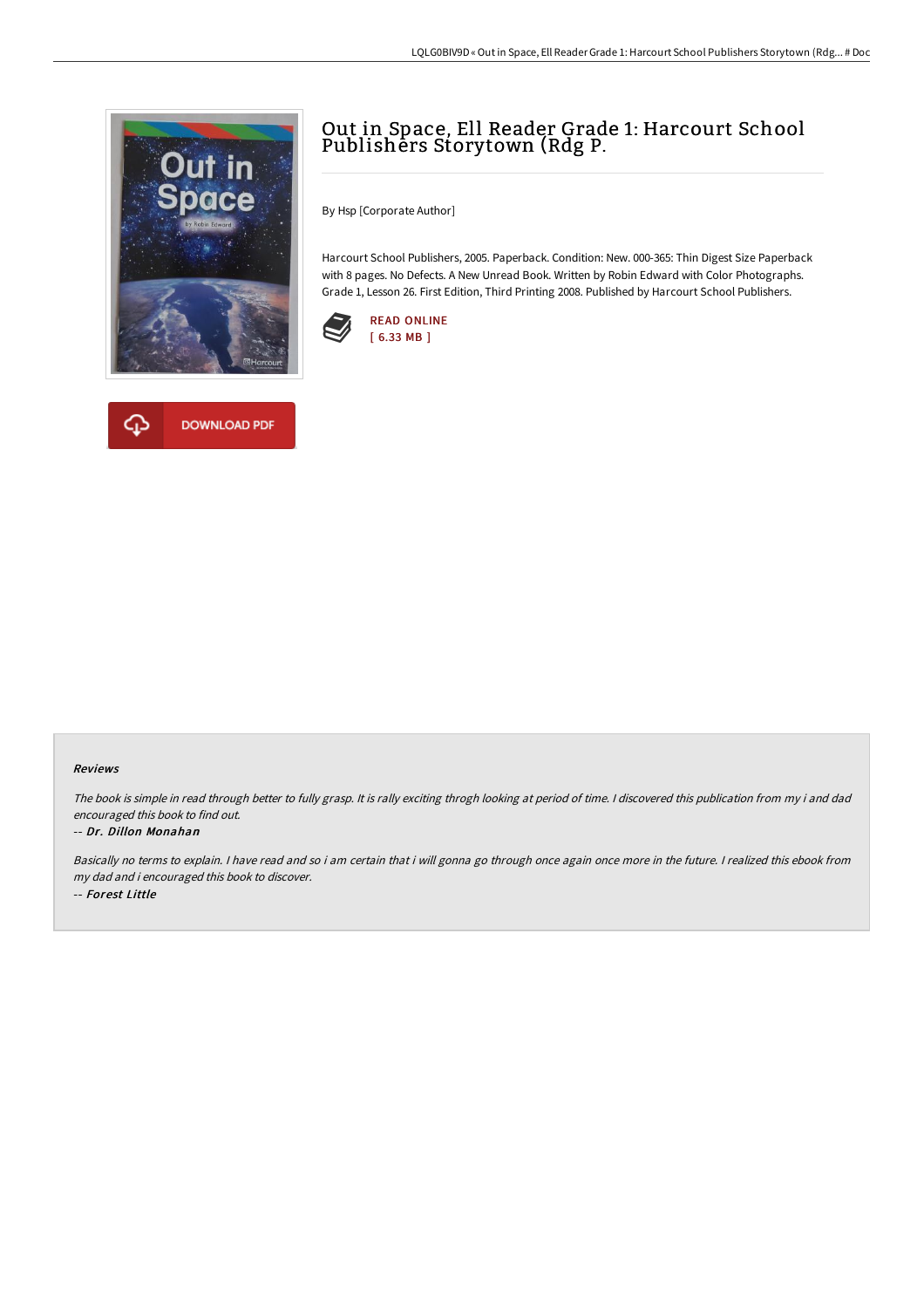# Out in Space, Ell Reader Grade 1: Harcourt School Publishers Storytown (Rdg P.

By Hsp [Corporate Author]

Harcourt School Publishers, 2005. Paperback. Condition: New. 000-365: Thin Digest Size Paperback with 8 pages. No Defects. A New Unread Book. Written by Robin Edward with Color Photographs. Grade 1, Lesson 26. First Edition, Third Printing 2008. Published by Harcourt School Publishers.

READ ONLINE
[ 6.33 MB ]

DOWNLOAD PDF

### Reviews

*The book is simple in read through better to fully grasp. It is rally exciting throgh looking at period of time. I discovered this publication from my i and dad encouraged this book to find out.*

-- ***Dr. Dillon Monahan***

*Basically no terms to explain. I have read and so i am certain that i will gonna go through once again once more in the future. I realized this ebook from my dad and i encouraged this book to discover.*

-- ***Forest Little***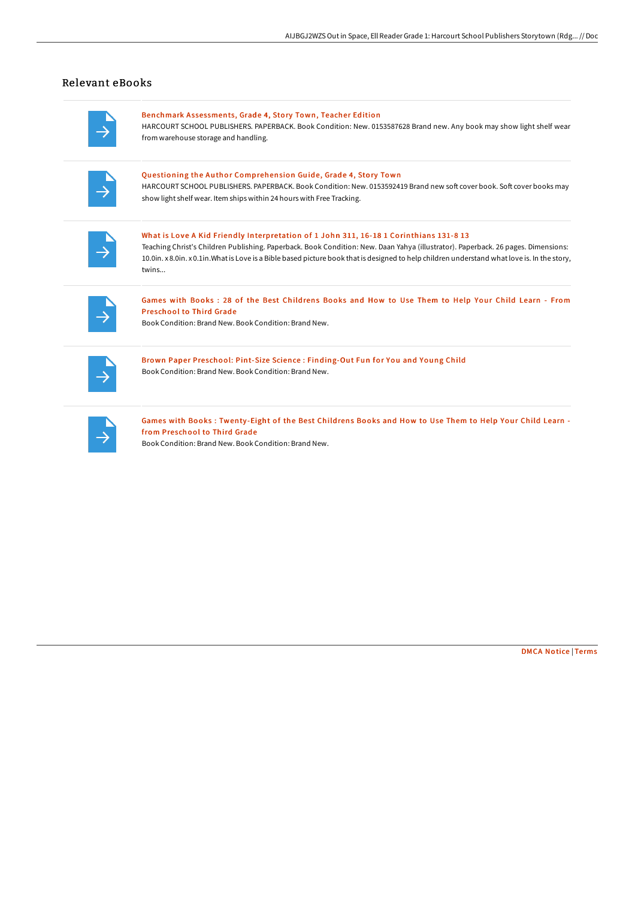## Relevant eBooks

**Benchmark Assessments, Grade 4, Story Town, Teacher Edition**

HARCOURT SCHOOL PUBLISHERS. PAPERBACK. Book Condition: New. 0153587628 Brand new. Any book may show light shelf wear from warehouse storage and handling.

**Questioning the Author Comprehension Guide, Grade 4, Story Town**

HARCOURT SCHOOL PUBLISHERS. PAPERBACK. Book Condition: New. 0153592419 Brand new soft cover book. Soft cover books may show light shelf wear. Item ships within 24 hours with Free Tracking.

**What is Love A Kid Friendly Interpretation of 1 John 311, 16-18 1 Corinthians 131-8 13**

Teaching Christ's Children Publishing. Paperback. Book Condition: New. Daan Yahya (illustrator). Paperback. 26 pages. Dimensions: 10.0in. x 8.0in. x 0.1in.What is Love is a Bible based picture book that is designed to help children understand what love is. In the story, twins...

**Games with Books : 28 of the Best Childrens Books and How to Use Them to Help Your Child Learn - From Preschool to Third Grade**

Book Condition: Brand New. Book Condition: Brand New.

**Brown Paper Preschool: Pint-Size Science : Finding-Out Fun for You and Young Child**

Book Condition: Brand New. Book Condition: Brand New.

**Games with Books : Twenty-Eight of the Best Childrens Books and How to Use Them to Help Your Child Learn - from Preschool to Third Grade**

Book Condition: Brand New. Book Condition: Brand New.